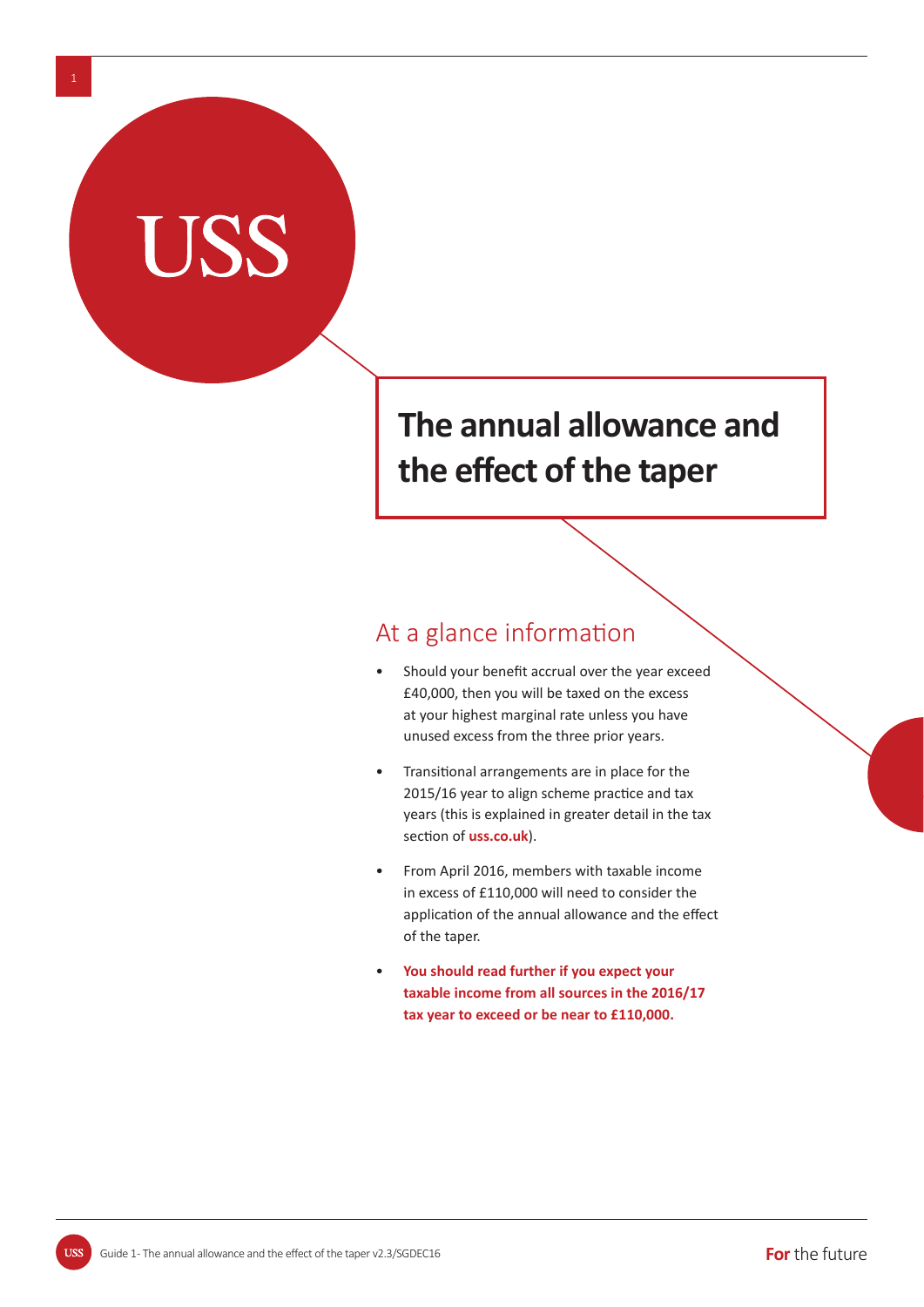USS

# The annual allowance and the effect of the taper

## At a glance information

- Should your benefit accrual over the year exceed £40,000, then you will be taxed on the excess at your highest marginal rate unless you have unused excess from the three prior years.
- Transitional arrangements are in place for the 2015/16 year to align scheme practice and tax years (this is explained in greater detail in the tax section of **uss.co.uk**).
- From April 2016, members with taxable income in excess of £110,000 will need to consider the application of the annual allowance and the effect of the taper.
- **You should read further if you expect your taxable income from all sources in the 2016/17 tax year to exceed or be near to £110,000.**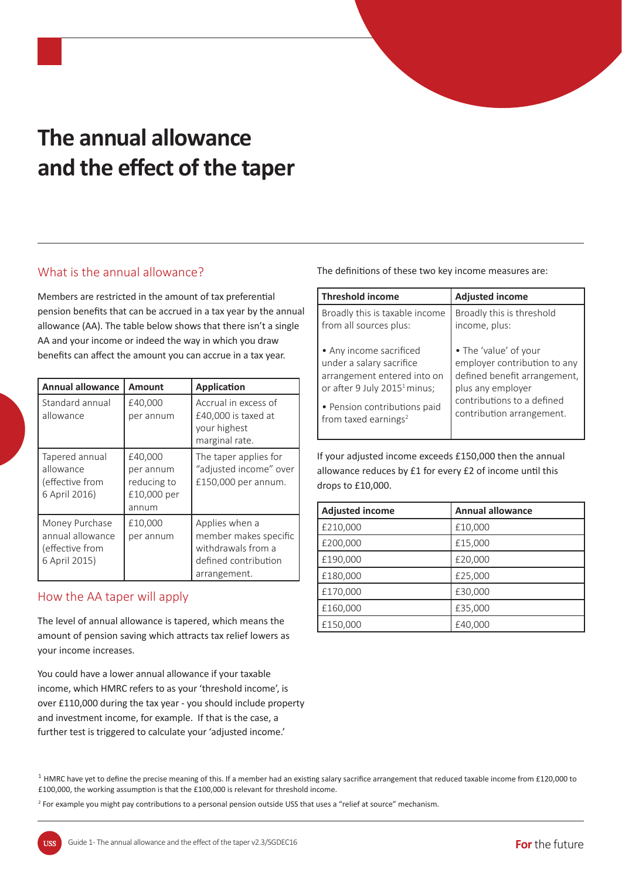# The annual allowance and the effect of the taper

## What is the annual allowance?

Members are restricted in the amount of tax preferential pension benefits that can be accrued in a tax year by the annual allowance (AA). The table below shows that there isn't a single AA and your income or indeed the way in which you draw benefits can affect the amount you can accrue in a tax year.

| Annual allowance | Amount | Application |
| --- | --- | --- |
| Standard annual allowance | £40,000 per annum | Accrual in excess of £40,000 is taxed at your highest marginal rate. |
| Tapered annual allowance (effective from 6 April 2016) | £40,000 per annum reducing to £10,000 per annum | The taper applies for "adjusted income" over £150,000 per annum. |
| Money Purchase annual allowance (effective from 6 April 2015) | £10,000 per annum | Applies when a member makes specific withdrawals from a defined contribution arrangement. |

## How the AA taper will apply

The level of annual allowance is tapered, which means the amount of pension saving which attracts tax relief lowers as your income increases.

You could have a lower annual allowance if your taxable income, which HMRC refers to as your 'threshold income', is over £110,000 during the tax year - you should include property and investment income, for example. If that is the case, a further test is triggered to calculate your 'adjusted income.'

The definitions of these two key income measures are:

| Threshold income | Adjusted income |
| --- | --- |
| Broadly this is taxable income from all sources plus:<br><br>• Any income sacrificed under a salary sacrifice arrangement entered into on or after 9 July 2015[1] minus;<br><br>• Pension contributions paid from taxed earnings[2] | Broadly this is threshold income, plus:<br><br>• The 'value' of your employer contribution to any defined benefit arrangement, plus any employer contributions to a defined contribution arrangement. |

If your adjusted income exceeds £150,000 then the annual allowance reduces by £1 for every £2 of income until this drops to £10,000.

| Adjusted income | Annual allowance |
| --- | --- |
| £210,000 | £10,000 |
| £200,000 | £15,000 |
| £190,000 | £20,000 |
| £180,000 | £25,000 |
| £170,000 | £30,000 |
| £160,000 | £35,000 |
| £150,000 | £40,000 |

[1] HMRC have yet to define the precise meaning of this. If a member had an existing salary sacrifice arrangement that reduced taxable income from £120,000 to £100,000, the working assumption is that the £100,000 is relevant for threshold income.

[2] For example you might pay contributions to a personal pension outside USS that uses a "relief at source" mechanism.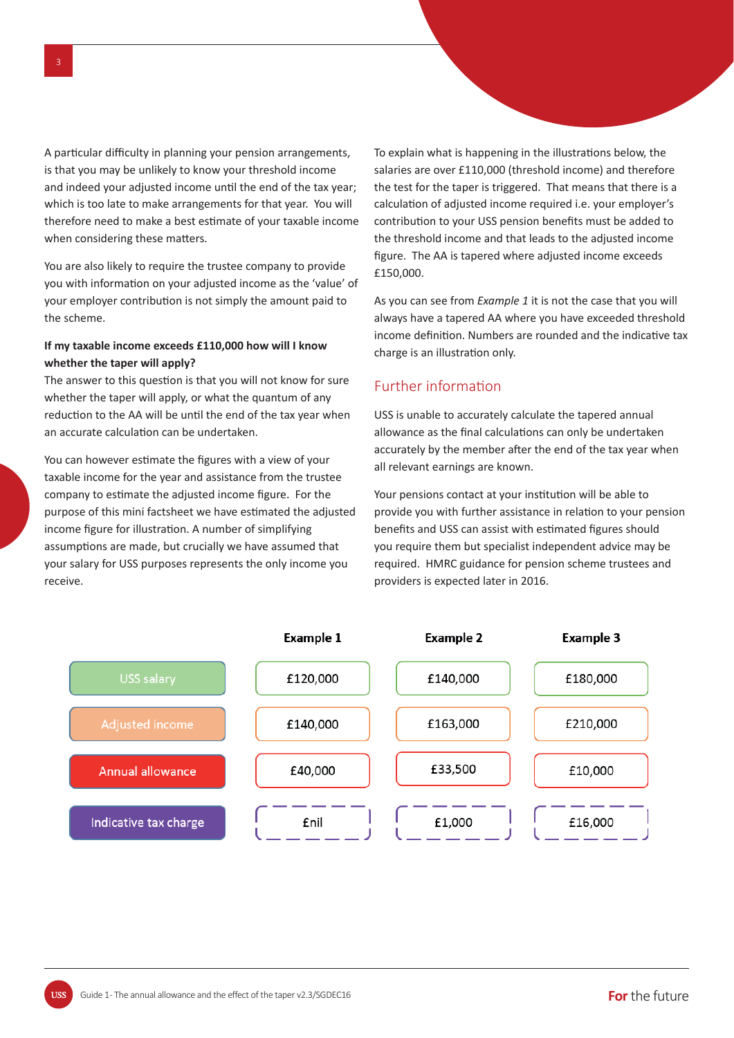A particular difficulty in planning your pension arrangements, is that you may be unlikely to know your threshold income and indeed your adjusted income until the end of the tax year; which is too late to make arrangements for that year. You will therefore need to make a best estimate of your taxable income when considering these matters.

You are also likely to require the trustee company to provide you with information on your adjusted income as the 'value' of your employer contribution is not simply the amount paid to the scheme.

**If my taxable income exceeds £110,000 how will I know whether the taper will apply?**

The answer to this question is that you will not know for sure whether the taper will apply, or what the quantum of any reduction to the AA will be until the end of the tax year when an accurate calculation can be undertaken.

You can however estimate the figures with a view of your taxable income for the year and assistance from the trustee company to estimate the adjusted income figure. For the purpose of this mini factsheet we have estimated the adjusted income figure for illustration. A number of simplifying assumptions are made, but crucially we have assumed that your salary for USS purposes represents the only income you receive.

To explain what is happening in the illustrations below, the salaries are over £110,000 (threshold income) and therefore the test for the taper is triggered. That means that there is a calculation of adjusted income required i.e. your employer's contribution to your USS pension benefits must be added to the threshold income and that leads to the adjusted income figure. The AA is tapered where adjusted income exceeds £150,000.

As you can see from *Example 1* it is not the case that you will always have a tapered AA where you have exceeded threshold income definition. Numbers are rounded and the indicative tax charge is an illustration only.

## Further information

USS is unable to accurately calculate the tapered annual allowance as the final calculations can only be undertaken accurately by the member after the end of the tax year when all relevant earnings are known.

Your pensions contact at your institution will be able to provide you with further assistance in relation to your pension benefits and USS can assist with estimated figures should you require them but specialist independent advice may be required. HMRC guidance for pension scheme trustees and providers is expected later in 2016.

| | Example 1 | Example 2 | Example 3 |
|---|---|---|---|
| USS salary | £120,000 | £140,000 | £180,000 |
| Adjusted income | £140,000 | £163,000 | £210,000 |
| Annual allowance | £40,000 | £33,500 | £10,000 |
| Indicative tax charge | £nil | £1,000 | £16,000 |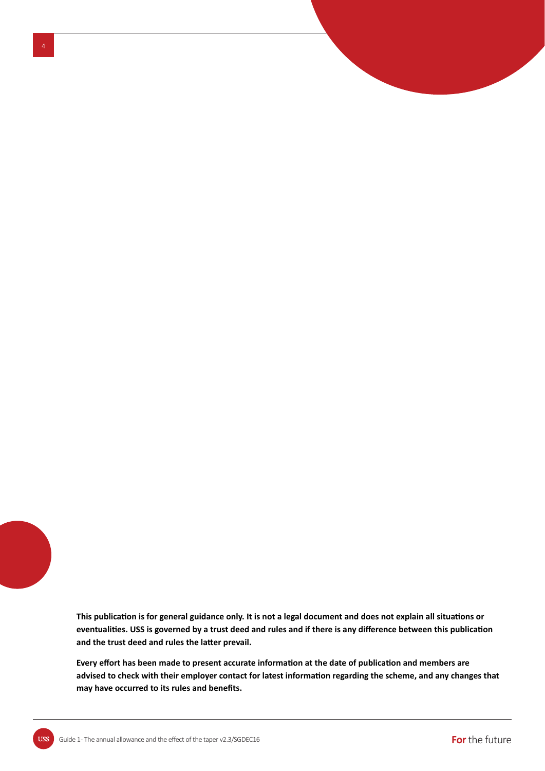**This publication is for general guidance only. It is not a legal document and does not explain all situations or eventualities. USS is governed by a trust deed and rules and if there is any difference between this publication and the trust deed and rules the latter prevail.**

**Every effort has been made to present accurate information at the date of publication and members are advised to check with their employer contact for latest information regarding the scheme, and any changes that may have occurred to its rules and benefits.**